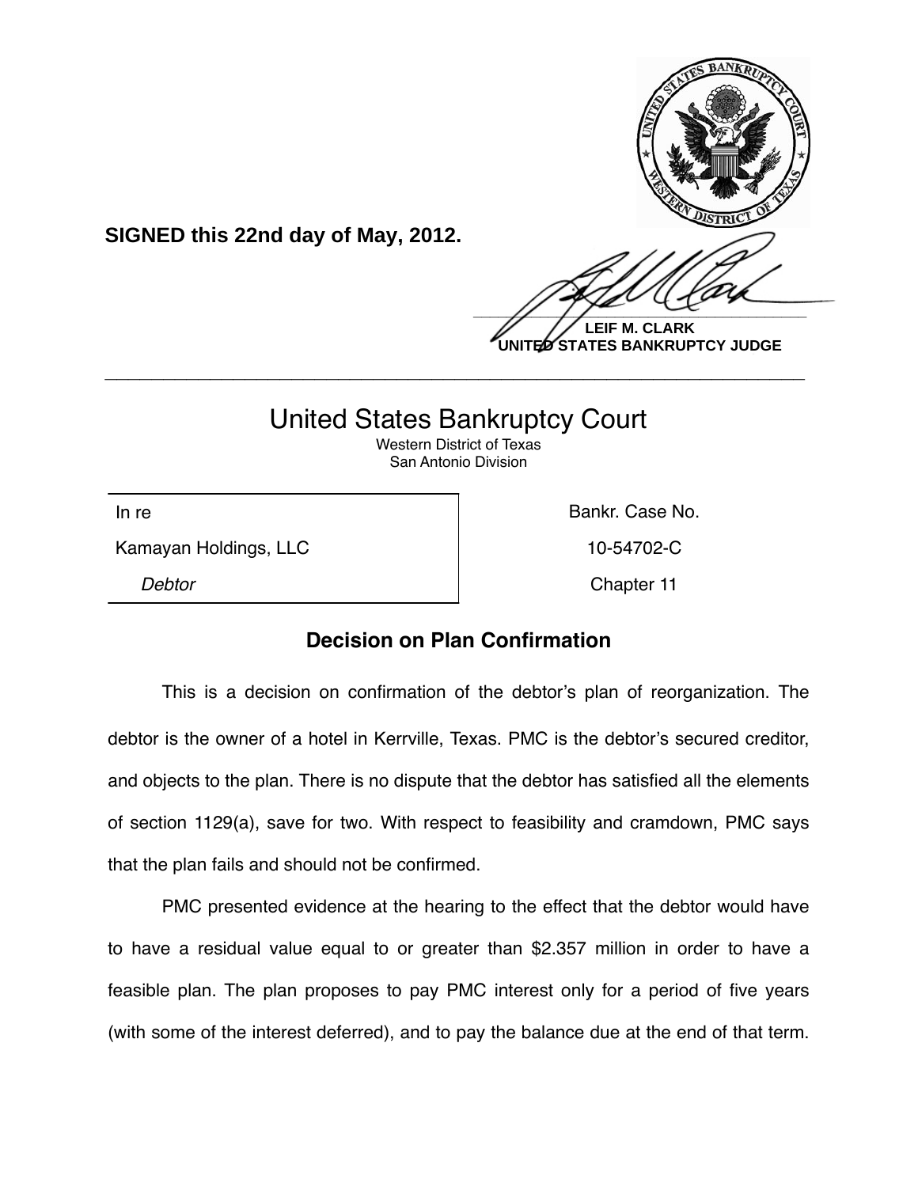**SIGNED this 22nd day of May, 2012.**

**LEIF M. CLARK**
**UNITED STATES BANKRUPTCY JUDGE**

---

# United States Bankruptcy Court

Western District of Texas
San Antonio Division

| In re | Bankr. Case No. |
|---|---|
| Kamayan Holdings, LLC | 10-54702-C |
| *Debtor* | Chapter 11 |

## Decision on Plan Confirmation

This is a decision on confirmation of the debtor's plan of reorganization. The debtor is the owner of a hotel in Kerrville, Texas. PMC is the debtor's secured creditor, and objects to the plan. There is no dispute that the debtor has satisfied all the elements of section 1129(a), save for two. With respect to feasibility and cramdown, PMC says that the plan fails and should not be confirmed.

PMC presented evidence at the hearing to the effect that the debtor would have to have a residual value equal to or greater than $2.357 million in order to have a feasible plan. The plan proposes to pay PMC interest only for a period of five years (with some of the interest deferred), and to pay the balance due at the end of that term.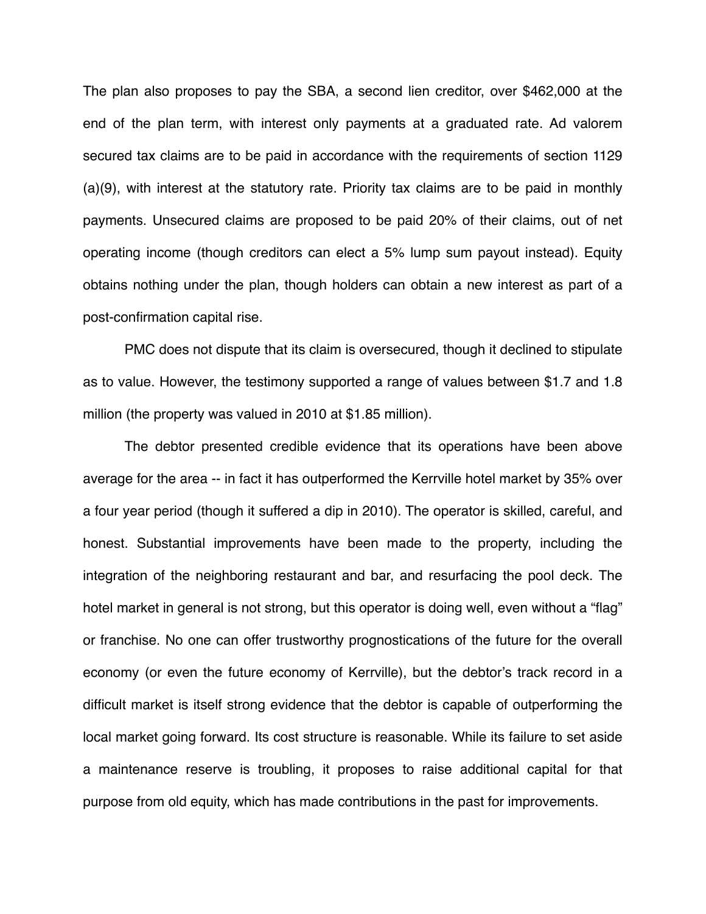The plan also proposes to pay the SBA, a second lien creditor, over $462,000 at the end of the plan term, with interest only payments at a graduated rate. Ad valorem secured tax claims are to be paid in accordance with the requirements of section 1129 (a)(9), with interest at the statutory rate. Priority tax claims are to be paid in monthly payments. Unsecured claims are proposed to be paid 20% of their claims, out of net operating income (though creditors can elect a 5% lump sum payout instead). Equity obtains nothing under the plan, though holders can obtain a new interest as part of a post-confirmation capital rise.

PMC does not dispute that its claim is oversecured, though it declined to stipulate as to value. However, the testimony supported a range of values between $1.7 and 1.8 million (the property was valued in 2010 at $1.85 million).

The debtor presented credible evidence that its operations have been above average for the area -- in fact it has outperformed the Kerrville hotel market by 35% over a four year period (though it suffered a dip in 2010). The operator is skilled, careful, and honest. Substantial improvements have been made to the property, including the integration of the neighboring restaurant and bar, and resurfacing the pool deck. The hotel market in general is not strong, but this operator is doing well, even without a "flag" or franchise. No one can offer trustworthy prognostications of the future for the overall economy (or even the future economy of Kerrville), but the debtor's track record in a difficult market is itself strong evidence that the debtor is capable of outperforming the local market going forward. Its cost structure is reasonable. While its failure to set aside a maintenance reserve is troubling, it proposes to raise additional capital for that purpose from old equity, which has made contributions in the past for improvements.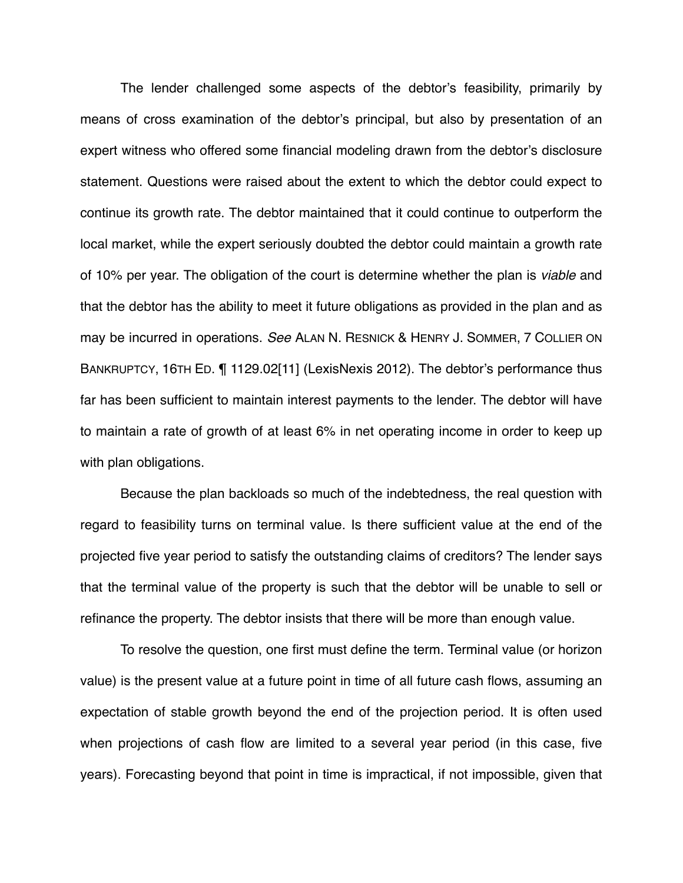The lender challenged some aspects of the debtor's feasibility, primarily by means of cross examination of the debtor's principal, but also by presentation of an expert witness who offered some financial modeling drawn from the debtor's disclosure statement. Questions were raised about the extent to which the debtor could expect to continue its growth rate. The debtor maintained that it could continue to outperform the local market, while the expert seriously doubted the debtor could maintain a growth rate of 10% per year. The obligation of the court is determine whether the plan is *viable* and that the debtor has the ability to meet it future obligations as provided in the plan and as may be incurred in operations. *See* ALAN N. RESNICK & HENRY J. SOMMER, 7 COLLIER ON BANKRUPTCY, 16TH ED. ¶ 1129.02[11] (LexisNexis 2012). The debtor's performance thus far has been sufficient to maintain interest payments to the lender. The debtor will have to maintain a rate of growth of at least 6% in net operating income in order to keep up with plan obligations.

Because the plan backloads so much of the indebtedness, the real question with regard to feasibility turns on terminal value. Is there sufficient value at the end of the projected five year period to satisfy the outstanding claims of creditors? The lender says that the terminal value of the property is such that the debtor will be unable to sell or refinance the property. The debtor insists that there will be more than enough value.

To resolve the question, one first must define the term. Terminal value (or horizon value) is the present value at a future point in time of all future cash flows, assuming an expectation of stable growth beyond the end of the projection period. It is often used when projections of cash flow are limited to a several year period (in this case, five years). Forecasting beyond that point in time is impractical, if not impossible, given that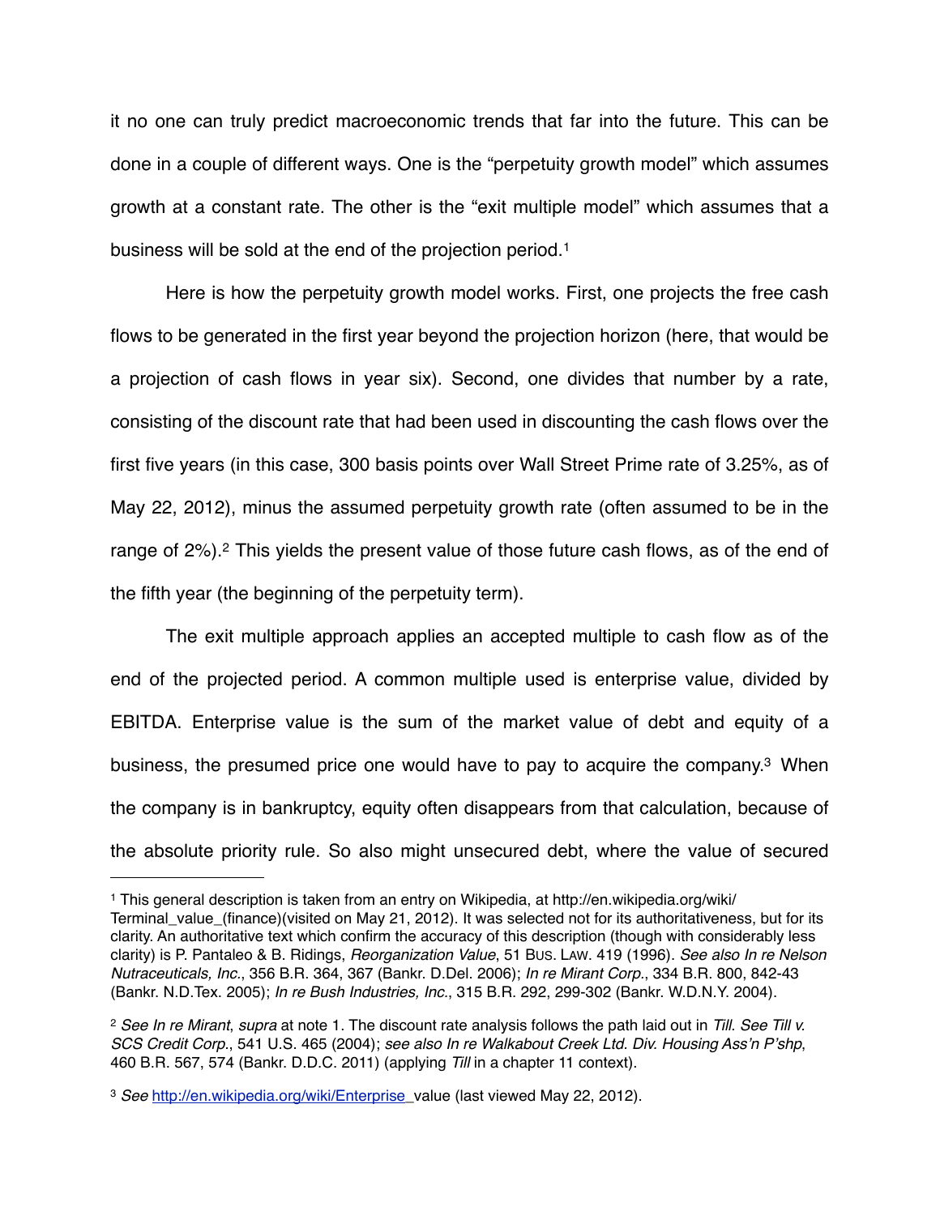it no one can truly predict macroeconomic trends that far into the future. This can be done in a couple of different ways. One is the "perpetuity growth model" which assumes growth at a constant rate. The other is the "exit multiple model" which assumes that a business will be sold at the end of the projection period.[1]

Here is how the perpetuity growth model works. First, one projects the free cash flows to be generated in the first year beyond the projection horizon (here, that would be a projection of cash flows in year six). Second, one divides that number by a rate, consisting of the discount rate that had been used in discounting the cash flows over the first five years (in this case, 300 basis points over Wall Street Prime rate of 3.25%, as of May 22, 2012), minus the assumed perpetuity growth rate (often assumed to be in the range of 2%).[2] This yields the present value of those future cash flows, as of the end of the fifth year (the beginning of the perpetuity term).

The exit multiple approach applies an accepted multiple to cash flow as of the end of the projected period. A common multiple used is enterprise value, divided by EBITDA. Enterprise value is the sum of the market value of debt and equity of a business, the presumed price one would have to pay to acquire the company.[3] When the company is in bankruptcy, equity often disappears from that calculation, because of the absolute priority rule. So also might unsecured debt, where the value of secured

---

[1] This general description is taken from an entry on Wikipedia, at http://en.wikipedia.org/wiki/Terminal_value_(finance)(visited on May 21, 2012). It was selected not for its authoritativeness, but for its clarity. An authoritative text which confirm the accuracy of this description (though with considerably less clarity) is P. Pantaleo & B. Ridings, *Reorganization Value*, 51 BUS. LAW. 419 (1996). *See also In re Nelson Nutraceuticals, Inc.*, 356 B.R. 364, 367 (Bankr. D.Del. 2006); *In re Mirant Corp.*, 334 B.R. 800, 842-43 (Bankr. N.D.Tex. 2005); *In re Bush Industries, Inc.*, 315 B.R. 292, 299-302 (Bankr. W.D.N.Y. 2004).

[2] *See In re Mirant*, *supra* at note 1. The discount rate analysis follows the path laid out in *Till*. *See Till v. SCS Credit Corp.*, 541 U.S. 465 (2004); *see also In re Walkabout Creek Ltd. Div. Housing Ass'n P'shp*, 460 B.R. 567, 574 (Bankr. D.D.C. 2011) (applying *Till* in a chapter 11 context).

[3] *See* http://en.wikipedia.org/wiki/Enterprise_value (last viewed May 22, 2012).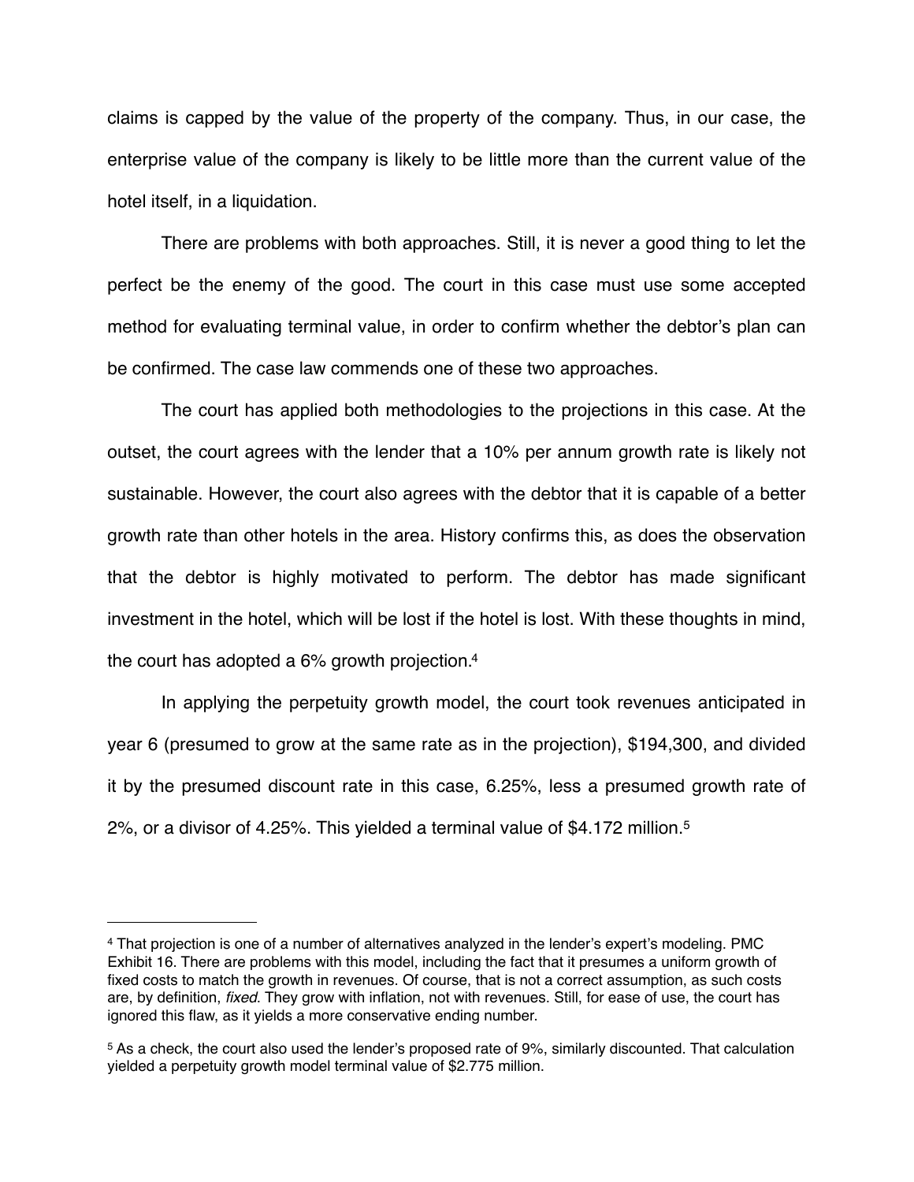claims is capped by the value of the property of the company. Thus, in our case, the enterprise value of the company is likely to be little more than the current value of the hotel itself, in a liquidation.

There are problems with both approaches. Still, it is never a good thing to let the perfect be the enemy of the good. The court in this case must use some accepted method for evaluating terminal value, in order to confirm whether the debtor's plan can be confirmed. The case law commends one of these two approaches.

The court has applied both methodologies to the projections in this case. At the outset, the court agrees with the lender that a 10% per annum growth rate is likely not sustainable. However, the court also agrees with the debtor that it is capable of a better growth rate than other hotels in the area. History confirms this, as does the observation that the debtor is highly motivated to perform. The debtor has made significant investment in the hotel, which will be lost if the hotel is lost. With these thoughts in mind, the court has adopted a 6% growth projection.[4]

In applying the perpetuity growth model, the court took revenues anticipated in year 6 (presumed to grow at the same rate as in the projection), $194,300, and divided it by the presumed discount rate in this case, 6.25%, less a presumed growth rate of 2%, or a divisor of 4.25%. This yielded a terminal value of $4.172 million.[5]

---

[4] That projection is one of a number of alternatives analyzed in the lender's expert's modeling. PMC Exhibit 16. There are problems with this model, including the fact that it presumes a uniform growth of fixed costs to match the growth in revenues. Of course, that is not a correct assumption, as such costs are, by definition, *fixed*. They grow with inflation, not with revenues. Still, for ease of use, the court has ignored this flaw, as it yields a more conservative ending number.

[5] As a check, the court also used the lender's proposed rate of 9%, similarly discounted. That calculation yielded a perpetuity growth model terminal value of $2.775 million.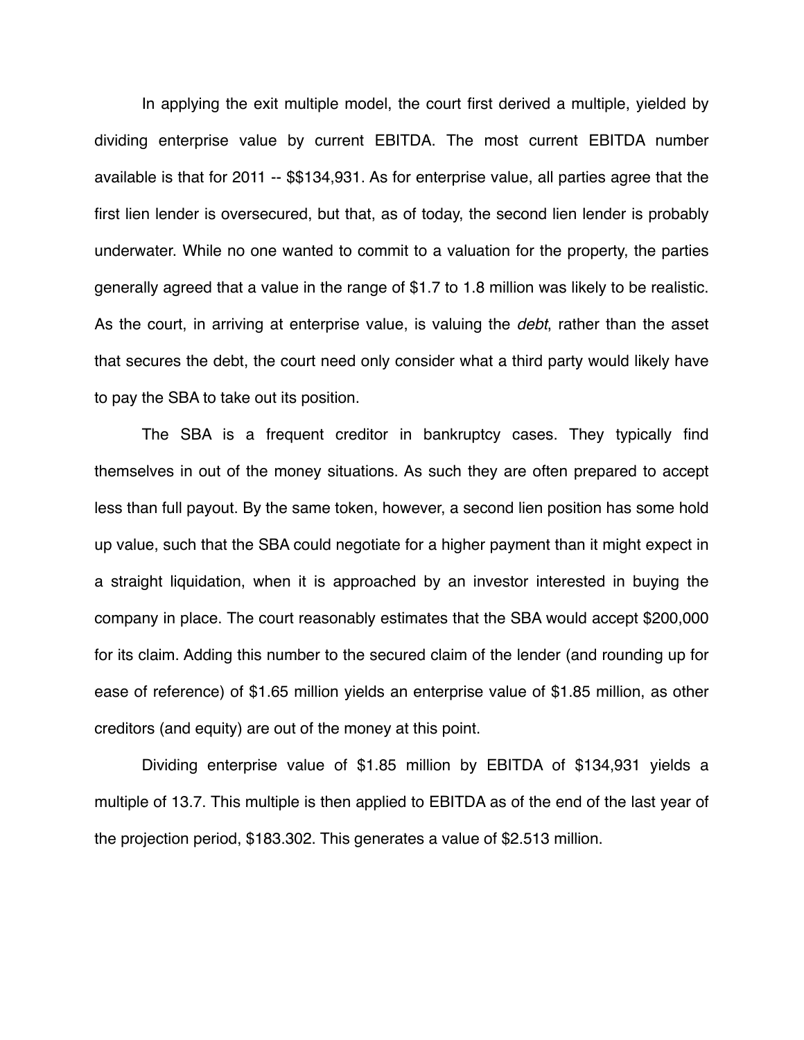In applying the exit multiple model, the court first derived a multiple, yielded by dividing enterprise value by current EBITDA. The most current EBITDA number available is that for 2011 -- $$134,931. As for enterprise value, all parties agree that the first lien lender is oversecured, but that, as of today, the second lien lender is probably underwater. While no one wanted to commit to a valuation for the property, the parties generally agreed that a value in the range of $1.7 to 1.8 million was likely to be realistic. As the court, in arriving at enterprise value, is valuing the *debt*, rather than the asset that secures the debt, the court need only consider what a third party would likely have to pay the SBA to take out its position.

The SBA is a frequent creditor in bankruptcy cases. They typically find themselves in out of the money situations. As such they are often prepared to accept less than full payout. By the same token, however, a second lien position has some hold up value, such that the SBA could negotiate for a higher payment than it might expect in a straight liquidation, when it is approached by an investor interested in buying the company in place. The court reasonably estimates that the SBA would accept $200,000 for its claim. Adding this number to the secured claim of the lender (and rounding up for ease of reference) of $1.65 million yields an enterprise value of $1.85 million, as other creditors (and equity) are out of the money at this point.

Dividing enterprise value of $1.85 million by EBITDA of $134,931 yields a multiple of 13.7. This multiple is then applied to EBITDA as of the end of the last year of the projection period, $183.302. This generates a value of $2.513 million.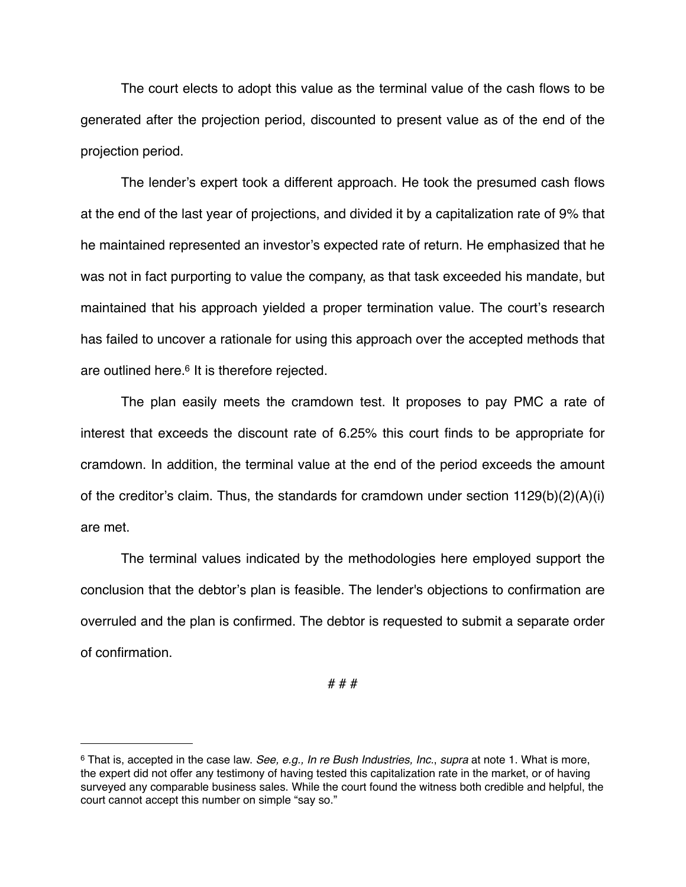The court elects to adopt this value as the terminal value of the cash flows to be generated after the projection period, discounted to present value as of the end of the projection period.

The lender's expert took a different approach. He took the presumed cash flows at the end of the last year of projections, and divided it by a capitalization rate of 9% that he maintained represented an investor's expected rate of return. He emphasized that he was not in fact purporting to value the company, as that task exceeded his mandate, but maintained that his approach yielded a proper termination value. The court's research has failed to uncover a rationale for using this approach over the accepted methods that are outlined here.[6] It is therefore rejected.

The plan easily meets the cramdown test. It proposes to pay PMC a rate of interest that exceeds the discount rate of 6.25% this court finds to be appropriate for cramdown. In addition, the terminal value at the end of the period exceeds the amount of the creditor's claim. Thus, the standards for cramdown under section 1129(b)(2)(A)(i) are met.

The terminal values indicated by the methodologies here employed support the conclusion that the debtor's plan is feasible. The lender's objections to confirmation are overruled and the plan is confirmed. The debtor is requested to submit a separate order of confirmation.

# # #

---

[6] That is, accepted in the case law. *See, e.g., In re Bush Industries, Inc.*, *supra* at note 1. What is more, the expert did not offer any testimony of having tested this capitalization rate in the market, or of having surveyed any comparable business sales. While the court found the witness both credible and helpful, the court cannot accept this number on simple "say so."